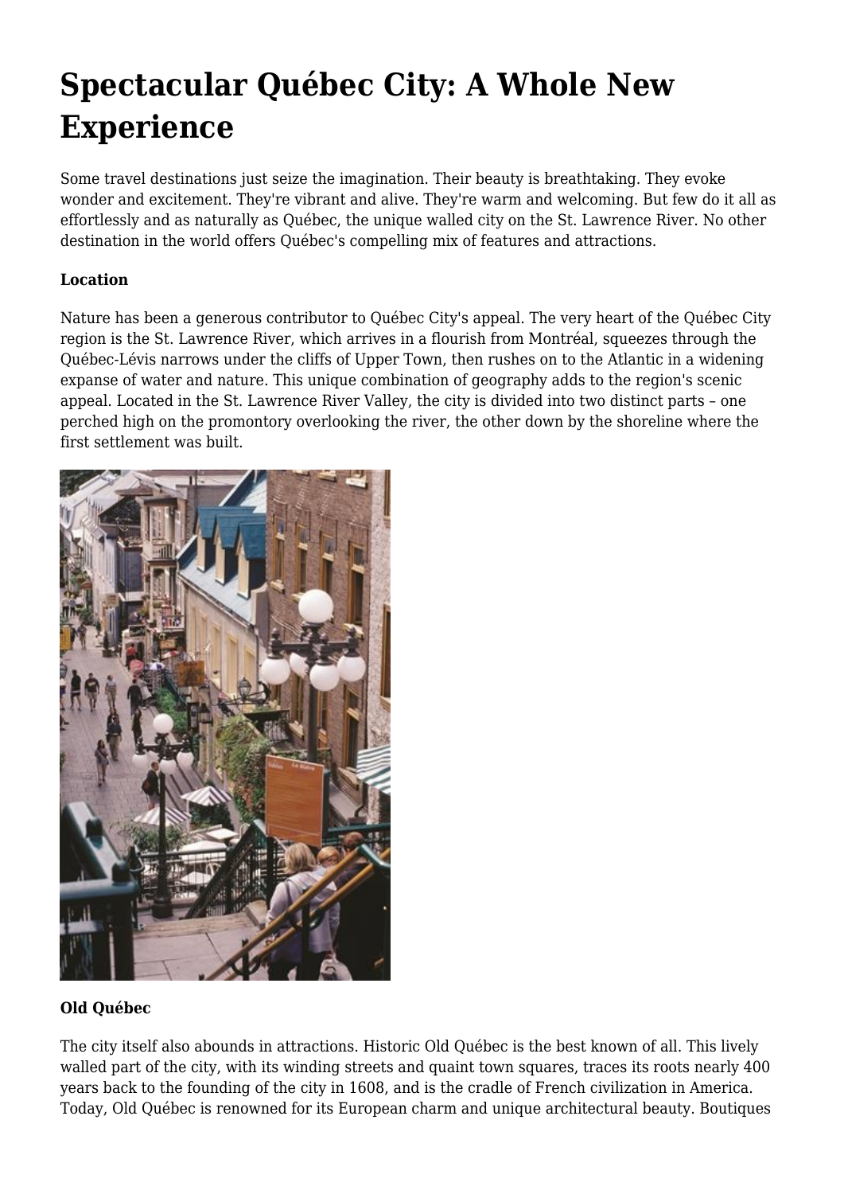# Spectacular Québec City: A Whole New Experience

Some travel destinations just seize the imagination. Their beauty is breathtaking. They evoke wonder and excitement. They're vibrant and alive. They're warm and welcoming. But few do it all as effortlessly and as naturally as Québec, the unique walled city on the St. Lawrence River. No other destination in the world offers Québec's compelling mix of features and attractions.

**Location**

Nature has been a generous contributor to Québec City's appeal. The very heart of the Québec City region is the St. Lawrence River, which arrives in a flourish from Montréal, squeezes through the Québec-Lévis narrows under the cliffs of Upper Town, then rushes on to the Atlantic in a widening expanse of water and nature. This unique combination of geography adds to the region's scenic appeal. Located in the St. Lawrence River Valley, the city is divided into two distinct parts – one perched high on the promontory overlooking the river, the other down by the shoreline where the first settlement was built.

**Old Québec**

The city itself also abounds in attractions. Historic Old Québec is the best known of all. This lively walled part of the city, with its winding streets and quaint town squares, traces its roots nearly 400 years back to the founding of the city in 1608, and is the cradle of French civilization in America. Today, Old Québec is renowned for its European charm and unique architectural beauty. Boutiques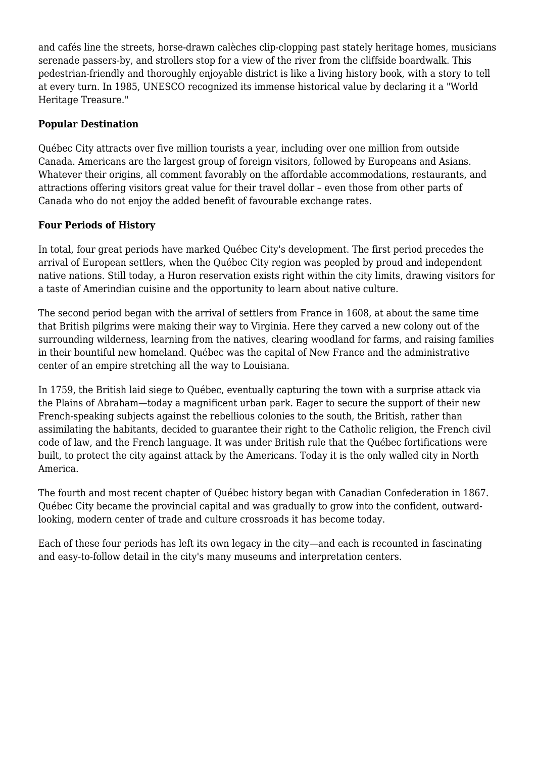and cafés line the streets, horse-drawn calèches clip-clopping past stately heritage homes, musicians serenade passers-by, and strollers stop for a view of the river from the cliffside boardwalk. This pedestrian-friendly and thoroughly enjoyable district is like a living history book, with a story to tell at every turn. In 1985, UNESCO recognized its immense historical value by declaring it a "World Heritage Treasure."

**Popular Destination**

Québec City attracts over five million tourists a year, including over one million from outside Canada. Americans are the largest group of foreign visitors, followed by Europeans and Asians. Whatever their origins, all comment favorably on the affordable accommodations, restaurants, and attractions offering visitors great value for their travel dollar – even those from other parts of Canada who do not enjoy the added benefit of favourable exchange rates.

**Four Periods of History**

In total, four great periods have marked Québec City's development. The first period precedes the arrival of European settlers, when the Québec City region was peopled by proud and independent native nations. Still today, a Huron reservation exists right within the city limits, drawing visitors for a taste of Amerindian cuisine and the opportunity to learn about native culture.

The second period began with the arrival of settlers from France in 1608, at about the same time that British pilgrims were making their way to Virginia. Here they carved a new colony out of the surrounding wilderness, learning from the natives, clearing woodland for farms, and raising families in their bountiful new homeland. Québec was the capital of New France and the administrative center of an empire stretching all the way to Louisiana.

In 1759, the British laid siege to Québec, eventually capturing the town with a surprise attack via the Plains of Abraham—today a magnificent urban park. Eager to secure the support of their new French-speaking subjects against the rebellious colonies to the south, the British, rather than assimilating the habitants, decided to guarantee their right to the Catholic religion, the French civil code of law, and the French language. It was under British rule that the Québec fortifications were built, to protect the city against attack by the Americans. Today it is the only walled city in North America.

The fourth and most recent chapter of Québec history began with Canadian Confederation in 1867. Québec City became the provincial capital and was gradually to grow into the confident, outward-looking, modern center of trade and culture crossroads it has become today.

Each of these four periods has left its own legacy in the city—and each is recounted in fascinating and easy-to-follow detail in the city's many museums and interpretation centers.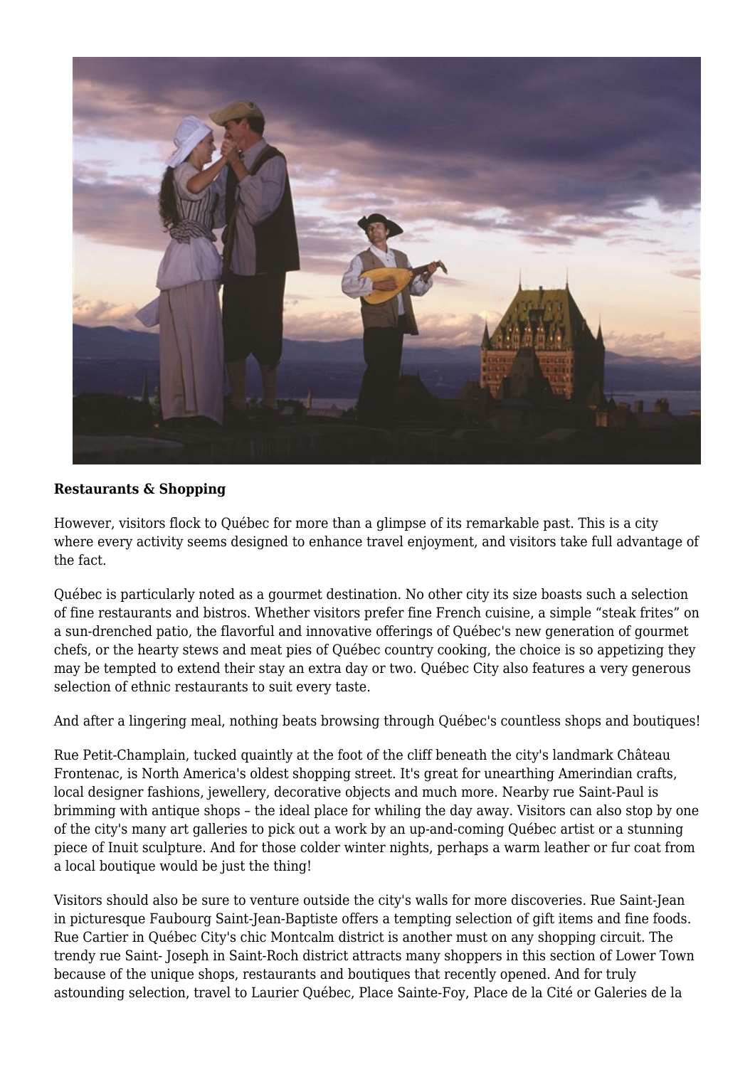**Restaurants & Shopping**

However, visitors flock to Québec for more than a glimpse of its remarkable past. This is a city where every activity seems designed to enhance travel enjoyment, and visitors take full advantage of the fact.

Québec is particularly noted as a gourmet destination. No other city its size boasts such a selection of fine restaurants and bistros. Whether visitors prefer fine French cuisine, a simple "steak frites" on a sun-drenched patio, the flavorful and innovative offerings of Québec's new generation of gourmet chefs, or the hearty stews and meat pies of Québec country cooking, the choice is so appetizing they may be tempted to extend their stay an extra day or two. Québec City also features a very generous selection of ethnic restaurants to suit every taste.

And after a lingering meal, nothing beats browsing through Québec's countless shops and boutiques!

Rue Petit-Champlain, tucked quaintly at the foot of the cliff beneath the city's landmark Château Frontenac, is North America's oldest shopping street. It's great for unearthing Amerindian crafts, local designer fashions, jewellery, decorative objects and much more. Nearby rue Saint-Paul is brimming with antique shops – the ideal place for whiling the day away. Visitors can also stop by one of the city's many art galleries to pick out a work by an up-and-coming Québec artist or a stunning piece of Inuit sculpture. And for those colder winter nights, perhaps a warm leather or fur coat from a local boutique would be just the thing!

Visitors should also be sure to venture outside the city's walls for more discoveries. Rue Saint-Jean in picturesque Faubourg Saint-Jean-Baptiste offers a tempting selection of gift items and fine foods. Rue Cartier in Québec City's chic Montcalm district is another must on any shopping circuit. The trendy rue Saint- Joseph in Saint-Roch district attracts many shoppers in this section of Lower Town because of the unique shops, restaurants and boutiques that recently opened. And for truly astounding selection, travel to Laurier Québec, Place Sainte-Foy, Place de la Cité or Galeries de la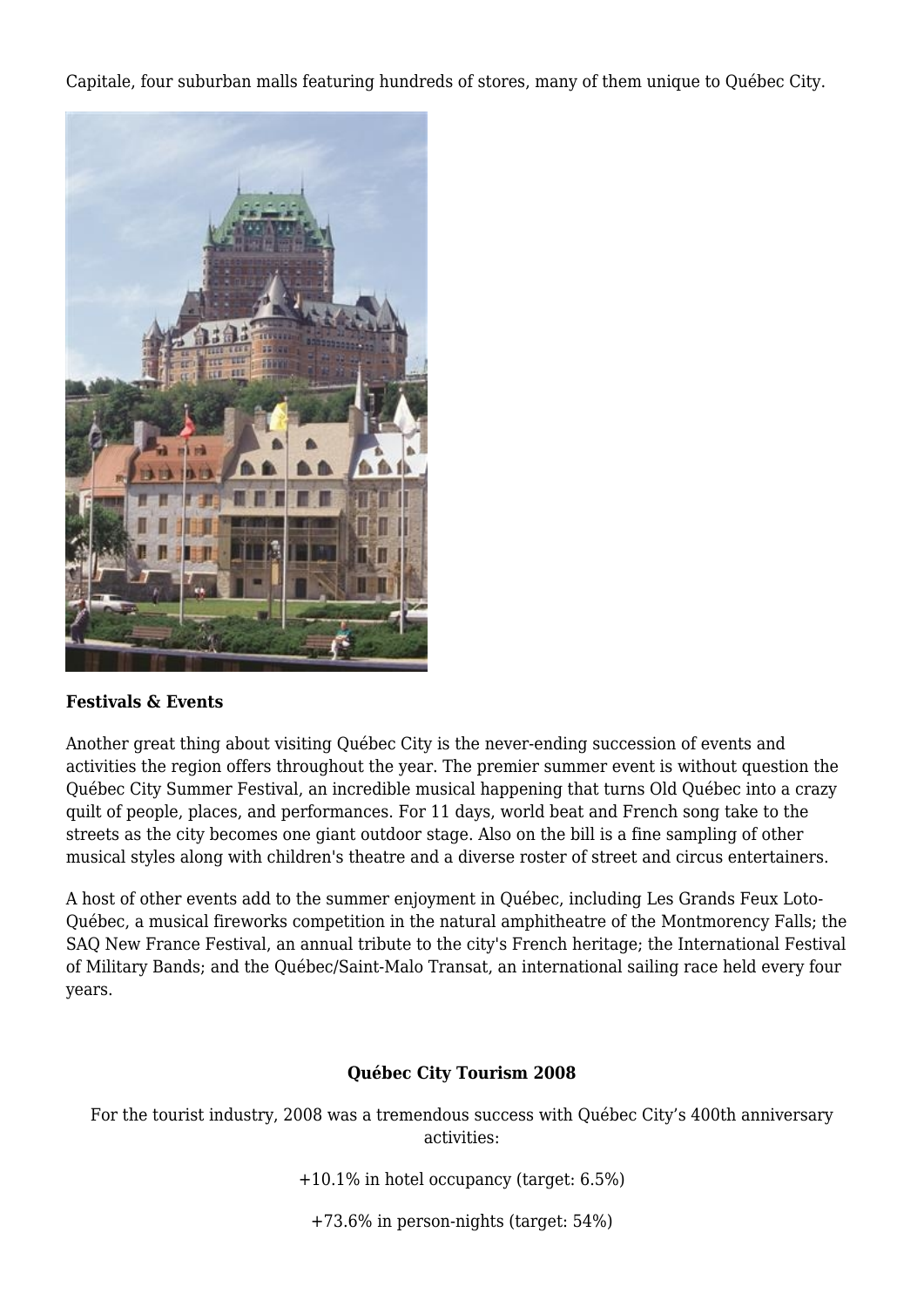Capitale, four suburban malls featuring hundreds of stores, many of them unique to Québec City.

**Festivals & Events**

Another great thing about visiting Québec City is the never-ending succession of events and activities the region offers throughout the year. The premier summer event is without question the Québec City Summer Festival, an incredible musical happening that turns Old Québec into a crazy quilt of people, places, and performances. For 11 days, world beat and French song take to the streets as the city becomes one giant outdoor stage. Also on the bill is a fine sampling of other musical styles along with children's theatre and a diverse roster of street and circus entertainers.

A host of other events add to the summer enjoyment in Québec, including Les Grands Feux Loto-Québec, a musical fireworks competition in the natural amphitheatre of the Montmorency Falls; the SAQ New France Festival, an annual tribute to the city's French heritage; the International Festival of Military Bands; and the Québec/Saint-Malo Transat, an international sailing race held every four years.

**Québec City Tourism 2008**

For the tourist industry, 2008 was a tremendous success with Québec City's 400th anniversary activities:

+10.1% in hotel occupancy (target: 6.5%)

+73.6% in person-nights (target: 54%)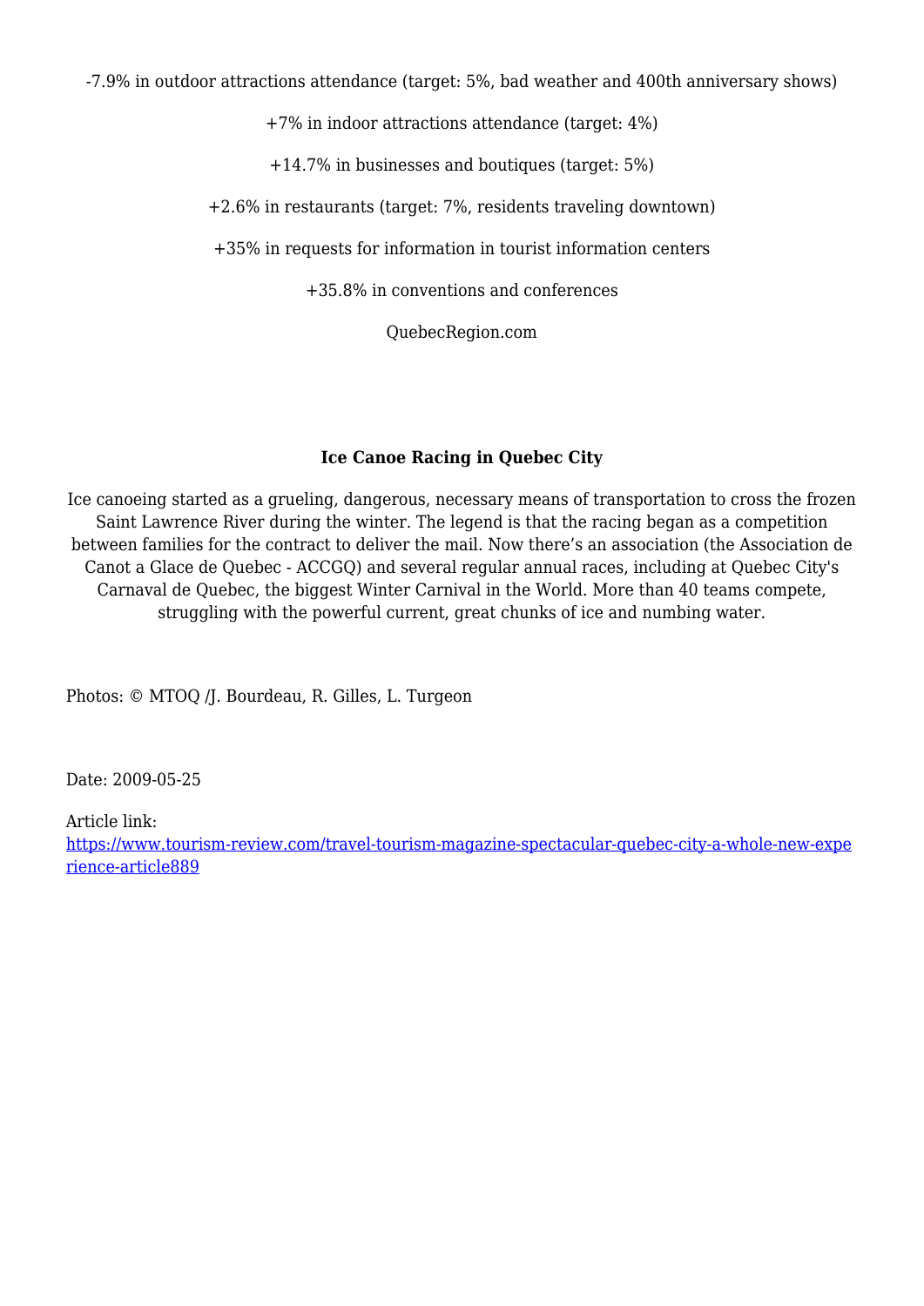-7.9% in outdoor attractions attendance (target: 5%, bad weather and 400th anniversary shows)

+7% in indoor attractions attendance (target: 4%)

+14.7% in businesses and boutiques (target: 5%)

+2.6% in restaurants (target: 7%, residents traveling downtown)

+35% in requests for information in tourist information centers

+35.8% in conventions and conferences

QuebecRegion.com

**Ice Canoe Racing in Quebec City**

Ice canoeing started as a grueling, dangerous, necessary means of transportation to cross the frozen Saint Lawrence River during the winter. The legend is that the racing began as a competition between families for the contract to deliver the mail. Now there's an association (the Association de Canot a Glace de Quebec - ACCGQ) and several regular annual races, including at Quebec City's Carnaval de Quebec, the biggest Winter Carnival in the World. More than 40 teams compete, struggling with the powerful current, great chunks of ice and numbing water.

Photos: © MTOQ /J. Bourdeau, R. Gilles, L. Turgeon

Date: 2009-05-25

Article link:
[https://www.tourism-review.com/travel-tourism-magazine-spectacular-quebec-city-a-whole-new-experience-article889](https://www.tourism-review.com/travel-tourism-magazine-spectacular-quebec-city-a-whole-new-experience-article889)